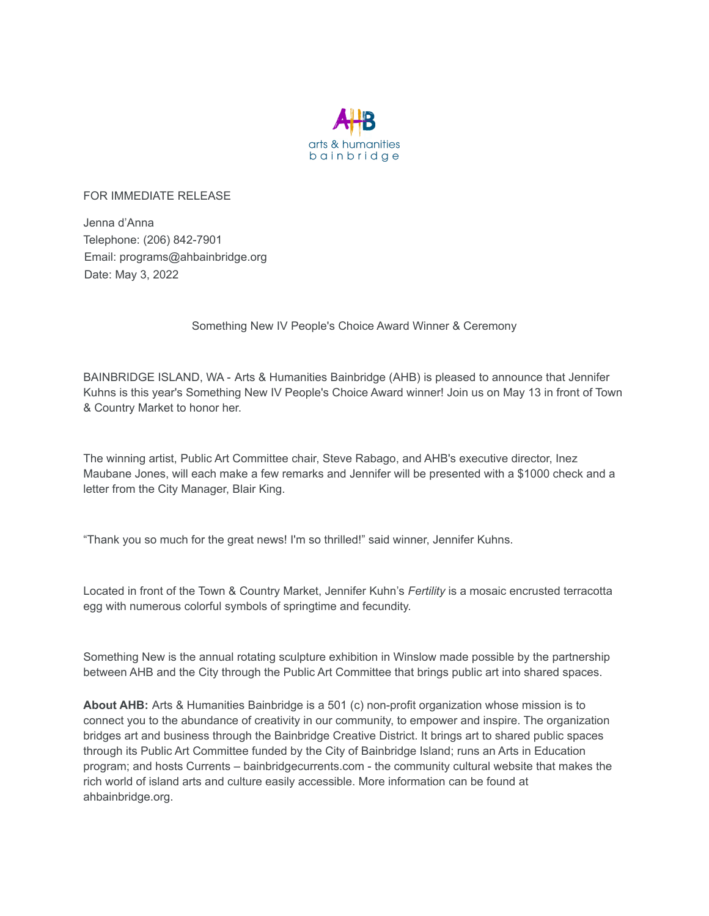arts & humanities bainbridge

FOR IMMEDIATE RELEASE

Jenna d'Anna
Telephone: (206) 842-7901
Email: programs@ahbainbridge.org
Date: May 3, 2022

Something New IV People's Choice Award Winner & Ceremony

BAINBRIDGE ISLAND, WA - Arts & Humanities Bainbridge (AHB) is pleased to announce that Jennifer Kuhns is this year's Something New IV People's Choice Award winner! Join us on May 13 in front of Town & Country Market to honor her.

The winning artist, Public Art Committee chair, Steve Rabago, and AHB's executive director, Inez Maubane Jones, will each make a few remarks and Jennifer will be presented with a $1000 check and a letter from the City Manager, Blair King.

"Thank you so much for the great news! I'm so thrilled!" said winner, Jennifer Kuhns.

Located in front of the Town & Country Market, Jennifer Kuhn's *Fertility* is a mosaic encrusted terracotta egg with numerous colorful symbols of springtime and fecundity.

Something New is the annual rotating sculpture exhibition in Winslow made possible by the partnership between AHB and the City through the Public Art Committee that brings public art into shared spaces.

**About AHB:** Arts & Humanities Bainbridge is a 501 (c) non-profit organization whose mission is to connect you to the abundance of creativity in our community, to empower and inspire. The organization bridges art and business through the Bainbridge Creative District. It brings art to shared public spaces through its Public Art Committee funded by the City of Bainbridge Island; runs an Arts in Education program; and hosts Currents – bainbridgecurrents.com - the community cultural website that makes the rich world of island arts and culture easily accessible. More information can be found at ahbainbridge.org.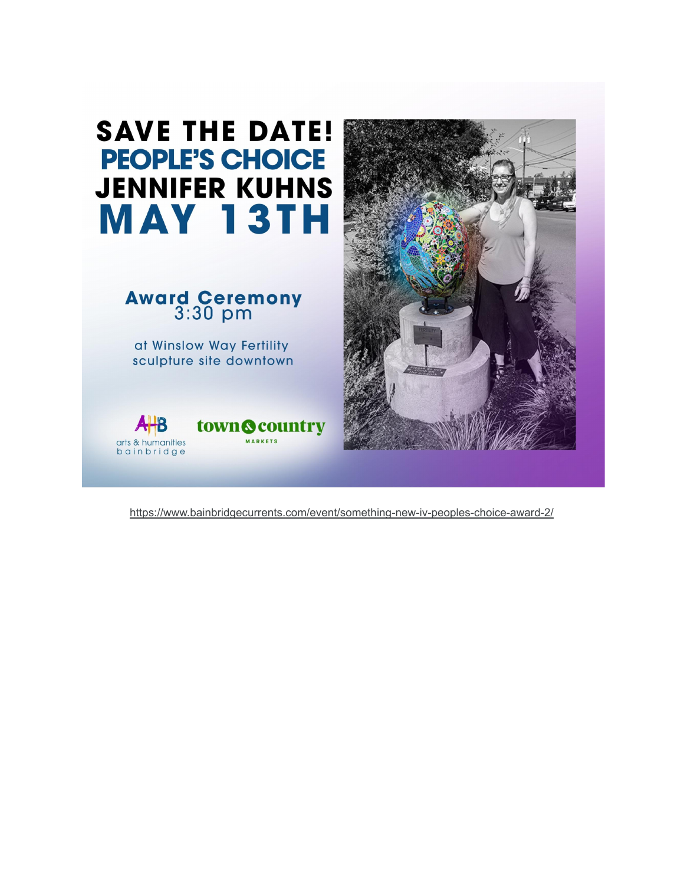# SAVE THE DATE!

## PEOPLE'S CHOICE

## JENNIFER KUHNS

## MAY 13TH

**Award Ceremony**
3:30 pm

at Winslow Way Fertility sculpture site downtown

arts & humanities bainbridge

town & country MARKETS

https://www.bainbridgecurrents.com/event/something-new-iv-peoples-choice-award-2/